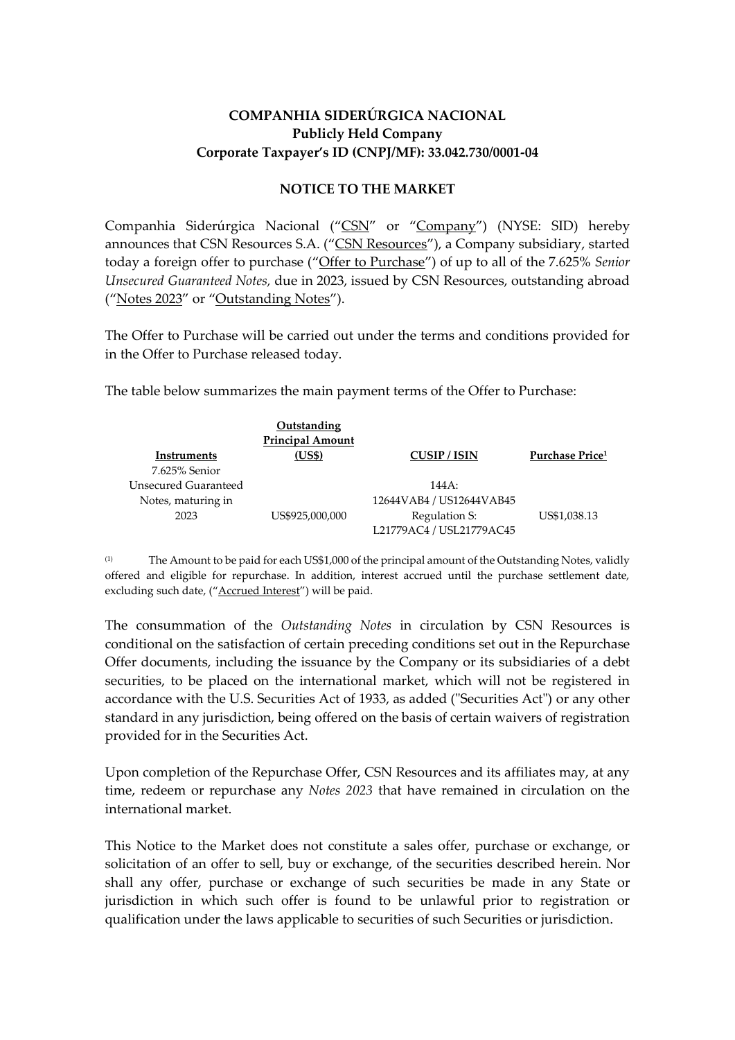**COMPANHIA SIDERÚRGICA NACIONAL**
**Publicly Held Company**
**Corporate Taxpayer's ID (CNPJ/MF): 33.042.730/0001-04**

**NOTICE TO THE MARKET**

Companhia Siderúrgica Nacional ("<u>CSN</u>" or "<u>Company</u>") (NYSE: SID) hereby announces that CSN Resources S.A. ("<u>CSN Resources</u>"), a Company subsidiary, started today a foreign offer to purchase ("<u>Offer to Purchase</u>") of up to all of the 7.625% *Senior Unsecured Guaranteed Notes,* due in 2023, issued by CSN Resources, outstanding abroad ("<u>Notes 2023</u>" or "<u>Outstanding Notes</u>").

The Offer to Purchase will be carried out under the terms and conditions provided for in the Offer to Purchase released today.

The table below summarizes the main payment terms of the Offer to Purchase:

| Instruments | Outstanding Principal Amount (US$) | CUSIP / ISIN | Purchase Price[1] |
|---|---|---|---|
| 7.625% Senior Unsecured Guaranteed Notes, maturing in 2023 | US$925,000,000 | 144A: 12644VAB4 / US12644VAB45 Regulation S: L21779AC4 / USL21779AC45 | US$1,038.13 |

[1] The Amount to be paid for each US$1,000 of the principal amount of the Outstanding Notes, validly offered and eligible for repurchase. In addition, interest accrued until the purchase settlement date, excluding such date, ("<u>Accrued Interest</u>") will be paid.

The consummation of the *Outstanding Notes* in circulation by CSN Resources is conditional on the satisfaction of certain preceding conditions set out in the Repurchase Offer documents, including the issuance by the Company or its subsidiaries of a debt securities, to be placed on the international market, which will not be registered in accordance with the U.S. Securities Act of 1933, as added ("Securities Act") or any other standard in any jurisdiction, being offered on the basis of certain waivers of registration provided for in the Securities Act.

Upon completion of the Repurchase Offer, CSN Resources and its affiliates may, at any time, redeem or repurchase any *Notes 2023* that have remained in circulation on the international market.

This Notice to the Market does not constitute a sales offer, purchase or exchange, or solicitation of an offer to sell, buy or exchange, of the securities described herein. Nor shall any offer, purchase or exchange of such securities be made in any State or jurisdiction in which such offer is found to be unlawful prior to registration or qualification under the laws applicable to securities of such Securities or jurisdiction.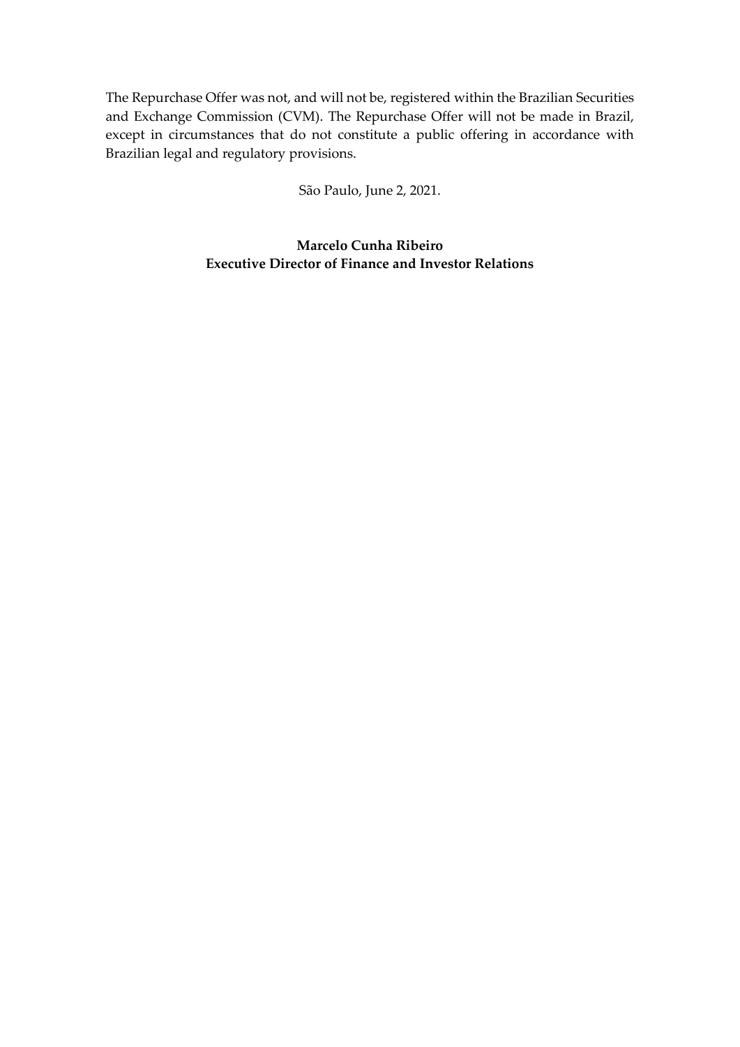The Repurchase Offer was not, and will not be, registered within the Brazilian Securities and Exchange Commission (CVM). The Repurchase Offer will not be made in Brazil, except in circumstances that do not constitute a public offering in accordance with Brazilian legal and regulatory provisions.

São Paulo, June 2, 2021.

**Marcelo Cunha Ribeiro**
**Executive Director of Finance and Investor Relations**